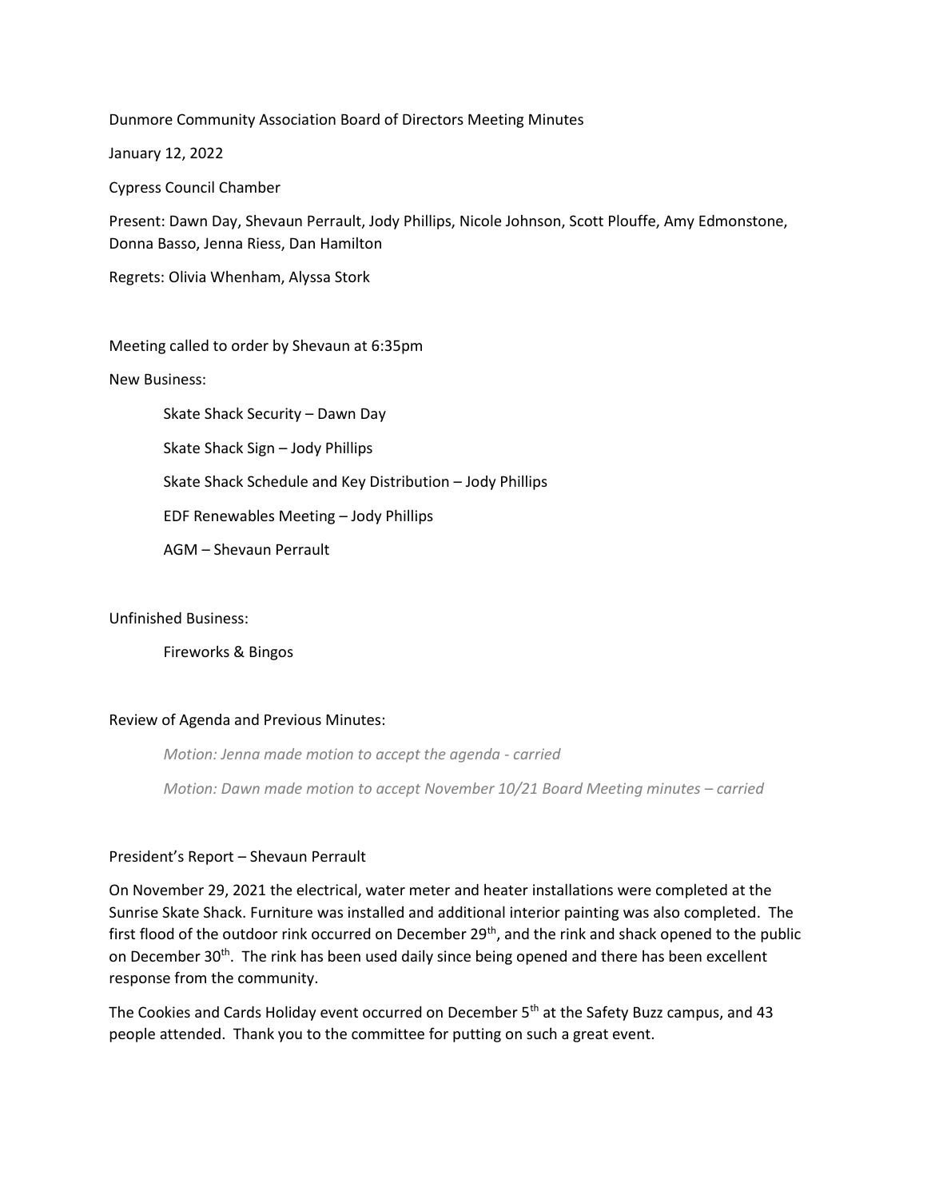Dunmore Community Association Board of Directors Meeting Minutes

January 12, 2022

Cypress Council Chamber

Present: Dawn Day, Shevaun Perrault, Jody Phillips, Nicole Johnson, Scott Plouffe, Amy Edmonstone, Donna Basso, Jenna Riess, Dan Hamilton

Regrets: Olivia Whenham, Alyssa Stork

Meeting called to order by Shevaun at 6:35pm

New Business:

- Skate Shack Security – Dawn Day
- Skate Shack Sign – Jody Phillips
- Skate Shack Schedule and Key Distribution – Jody Phillips
- EDF Renewables Meeting – Jody Phillips
- AGM – Shevaun Perrault

Unfinished Business:

- Fireworks & Bingos

Review of Agenda and Previous Minutes:

*Motion: Jenna made motion to accept the agenda - carried*

*Motion: Dawn made motion to accept November 10/21 Board Meeting minutes – carried*

President's Report – Shevaun Perrault

On November 29, 2021 the electrical, water meter and heater installations were completed at the Sunrise Skate Shack. Furniture was installed and additional interior painting was also completed. The first flood of the outdoor rink occurred on December 29th, and the rink and shack opened to the public on December 30th. The rink has been used daily since being opened and there has been excellent response from the community.

The Cookies and Cards Holiday event occurred on December 5th at the Safety Buzz campus, and 43 people attended. Thank you to the committee for putting on such a great event.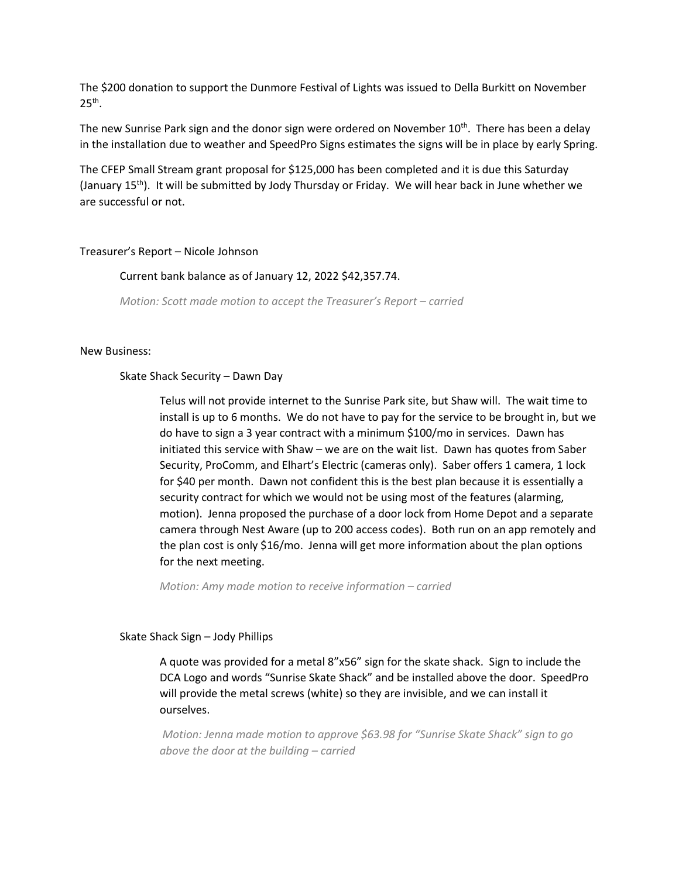The $200 donation to support the Dunmore Festival of Lights was issued to Della Burkitt on November 25th.

The new Sunrise Park sign and the donor sign were ordered on November 10th. There has been a delay in the installation due to weather and SpeedPro Signs estimates the signs will be in place by early Spring.

The CFEP Small Stream grant proposal for $125,000 has been completed and it is due this Saturday (January 15th). It will be submitted by Jody Thursday or Friday. We will hear back in June whether we are successful or not.

Treasurer's Report – Nicole Johnson

Current bank balance as of January 12, 2022 $42,357.74.

*Motion: Scott made motion to accept the Treasurer's Report – carried*

New Business:

Skate Shack Security – Dawn Day

Telus will not provide internet to the Sunrise Park site, but Shaw will. The wait time to install is up to 6 months. We do not have to pay for the service to be brought in, but we do have to sign a 3 year contract with a minimum $100/mo in services. Dawn has initiated this service with Shaw – we are on the wait list. Dawn has quotes from Saber Security, ProComm, and Elhart's Electric (cameras only). Saber offers 1 camera, 1 lock for $40 per month. Dawn not confident this is the best plan because it is essentially a security contract for which we would not be using most of the features (alarming, motion). Jenna proposed the purchase of a door lock from Home Depot and a separate camera through Nest Aware (up to 200 access codes). Both run on an app remotely and the plan cost is only $16/mo. Jenna will get more information about the plan options for the next meeting.

*Motion: Amy made motion to receive information – carried*

Skate Shack Sign – Jody Phillips

A quote was provided for a metal 8"x56" sign for the skate shack. Sign to include the DCA Logo and words "Sunrise Skate Shack" and be installed above the door. SpeedPro will provide the metal screws (white) so they are invisible, and we can install it ourselves.

*Motion: Jenna made motion to approve $63.98 for "Sunrise Skate Shack" sign to go above the door at the building – carried*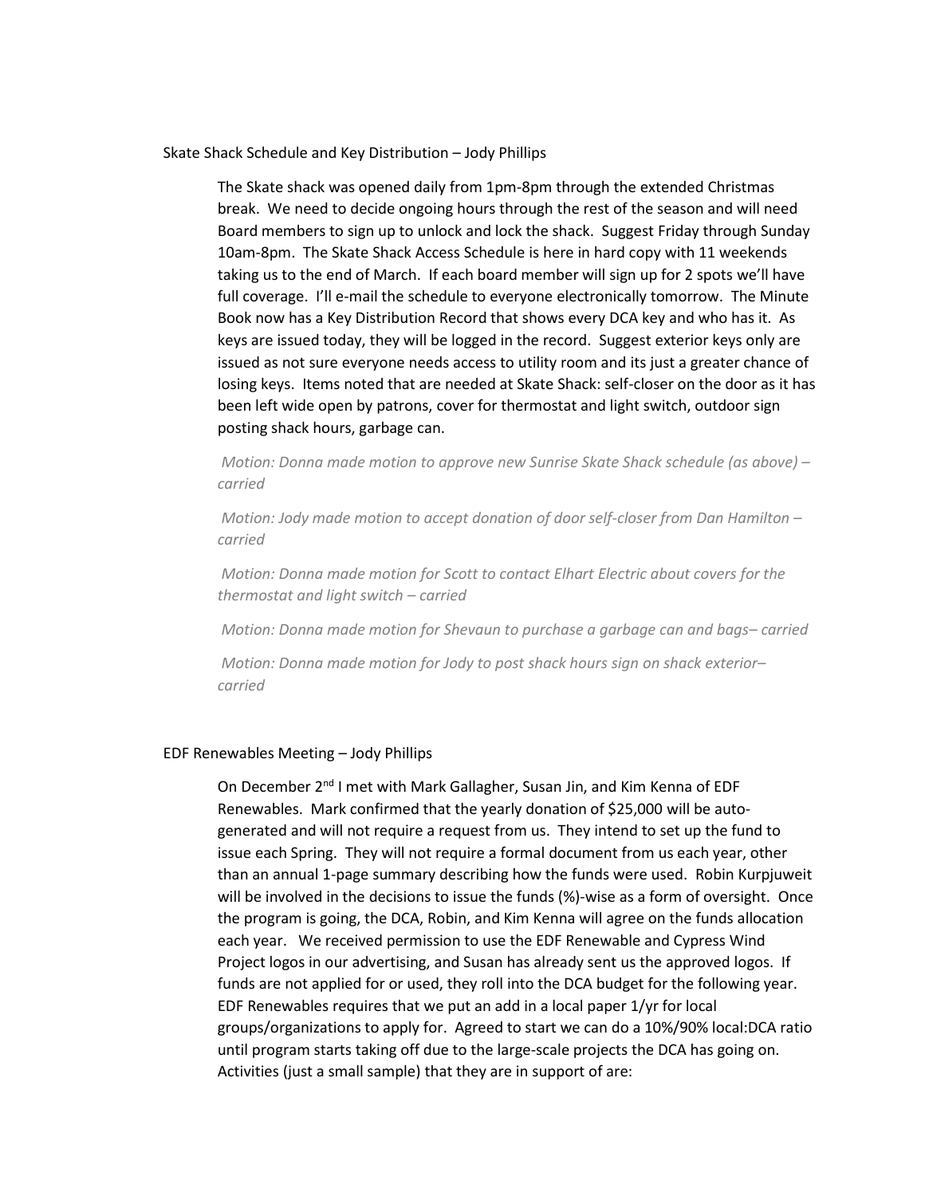## Skate Shack Schedule and Key Distribution – Jody Phillips

The Skate shack was opened daily from 1pm-8pm through the extended Christmas break. We need to decide ongoing hours through the rest of the season and will need Board members to sign up to unlock and lock the shack. Suggest Friday through Sunday 10am-8pm. The Skate Shack Access Schedule is here in hard copy with 11 weekends taking us to the end of March. If each board member will sign up for 2 spots we'll have full coverage. I'll e-mail the schedule to everyone electronically tomorrow. The Minute Book now has a Key Distribution Record that shows every DCA key and who has it. As keys are issued today, they will be logged in the record. Suggest exterior keys only are issued as not sure everyone needs access to utility room and its just a greater chance of losing keys. Items noted that are needed at Skate Shack: self-closer on the door as it has been left wide open by patrons, cover for thermostat and light switch, outdoor sign posting shack hours, garbage can.

*Motion: Donna made motion to approve new Sunrise Skate Shack schedule (as above) – carried*

*Motion: Jody made motion to accept donation of door self-closer from Dan Hamilton – carried*

*Motion: Donna made motion for Scott to contact Elhart Electric about covers for the thermostat and light switch – carried*

*Motion: Donna made motion for Shevaun to purchase a garbage can and bags– carried*

*Motion: Donna made motion for Jody to post shack hours sign on shack exterior– carried*

## EDF Renewables Meeting – Jody Phillips

On December 2nd I met with Mark Gallagher, Susan Jin, and Kim Kenna of EDF Renewables. Mark confirmed that the yearly donation of $25,000 will be auto-generated and will not require a request from us. They intend to set up the fund to issue each Spring. They will not require a formal document from us each year, other than an annual 1-page summary describing how the funds were used. Robin Kurpjuweit will be involved in the decisions to issue the funds (%)-wise as a form of oversight. Once the program is going, the DCA, Robin, and Kim Kenna will agree on the funds allocation each year. We received permission to use the EDF Renewable and Cypress Wind Project logos in our advertising, and Susan has already sent us the approved logos. If funds are not applied for or used, they roll into the DCA budget for the following year. EDF Renewables requires that we put an add in a local paper 1/yr for local groups/organizations to apply for. Agreed to start we can do a 10%/90% local:DCA ratio until program starts taking off due to the large-scale projects the DCA has going on. Activities (just a small sample) that they are in support of are: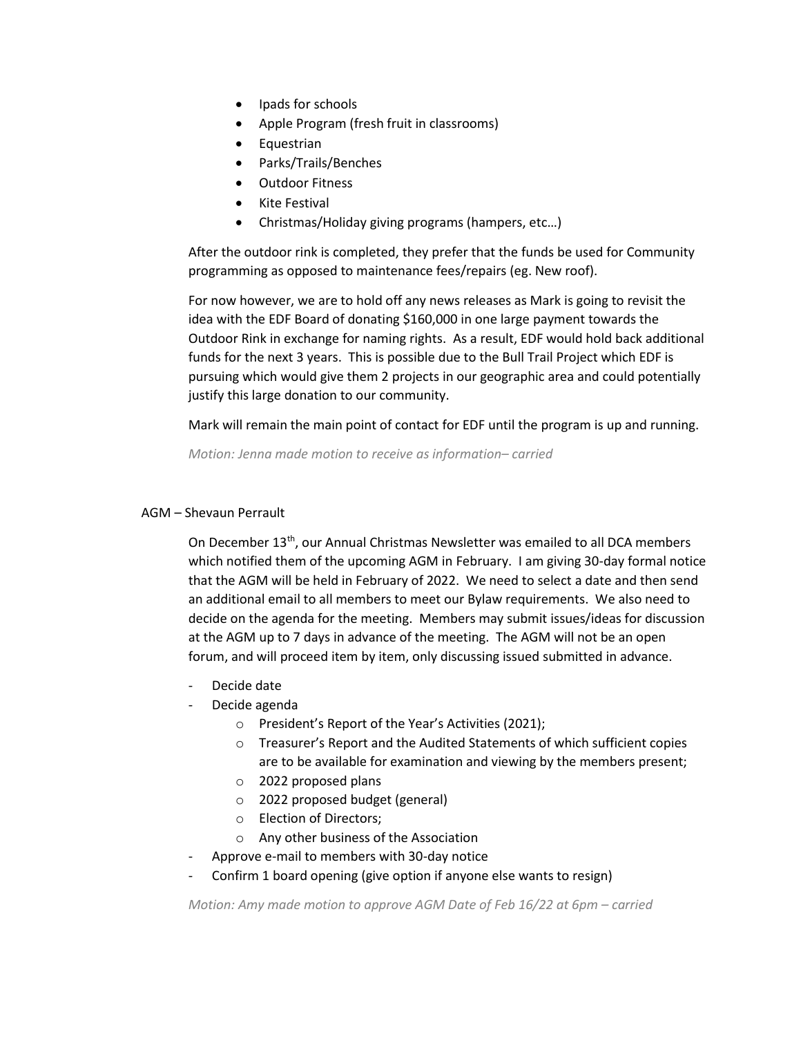- Ipads for schools
- Apple Program (fresh fruit in classrooms)
- Equestrian
- Parks/Trails/Benches
- Outdoor Fitness
- Kite Festival
- Christmas/Holiday giving programs (hampers, etc…)

After the outdoor rink is completed, they prefer that the funds be used for Community programming as opposed to maintenance fees/repairs (eg. New roof).

For now however, we are to hold off any news releases as Mark is going to revisit the idea with the EDF Board of donating $160,000 in one large payment towards the Outdoor Rink in exchange for naming rights. As a result, EDF would hold back additional funds for the next 3 years. This is possible due to the Bull Trail Project which EDF is pursuing which would give them 2 projects in our geographic area and could potentially justify this large donation to our community.

Mark will remain the main point of contact for EDF until the program is up and running.

*Motion: Jenna made motion to receive as information– carried*

AGM – Shevaun Perrault

On December 13th, our Annual Christmas Newsletter was emailed to all DCA members which notified them of the upcoming AGM in February. I am giving 30-day formal notice that the AGM will be held in February of 2022. We need to select a date and then send an additional email to all members to meet our Bylaw requirements. We also need to decide on the agenda for the meeting. Members may submit issues/ideas for discussion at the AGM up to 7 days in advance of the meeting. The AGM will not be an open forum, and will proceed item by item, only discussing issued submitted in advance.

- Decide date
- Decide agenda
  - President's Report of the Year's Activities (2021);
  - Treasurer's Report and the Audited Statements of which sufficient copies are to be available for examination and viewing by the members present;
  - 2022 proposed plans
  - 2022 proposed budget (general)
  - Election of Directors;
  - Any other business of the Association
- Approve e-mail to members with 30-day notice
- Confirm 1 board opening (give option if anyone else wants to resign)

*Motion: Amy made motion to approve AGM Date of Feb 16/22 at 6pm – carried*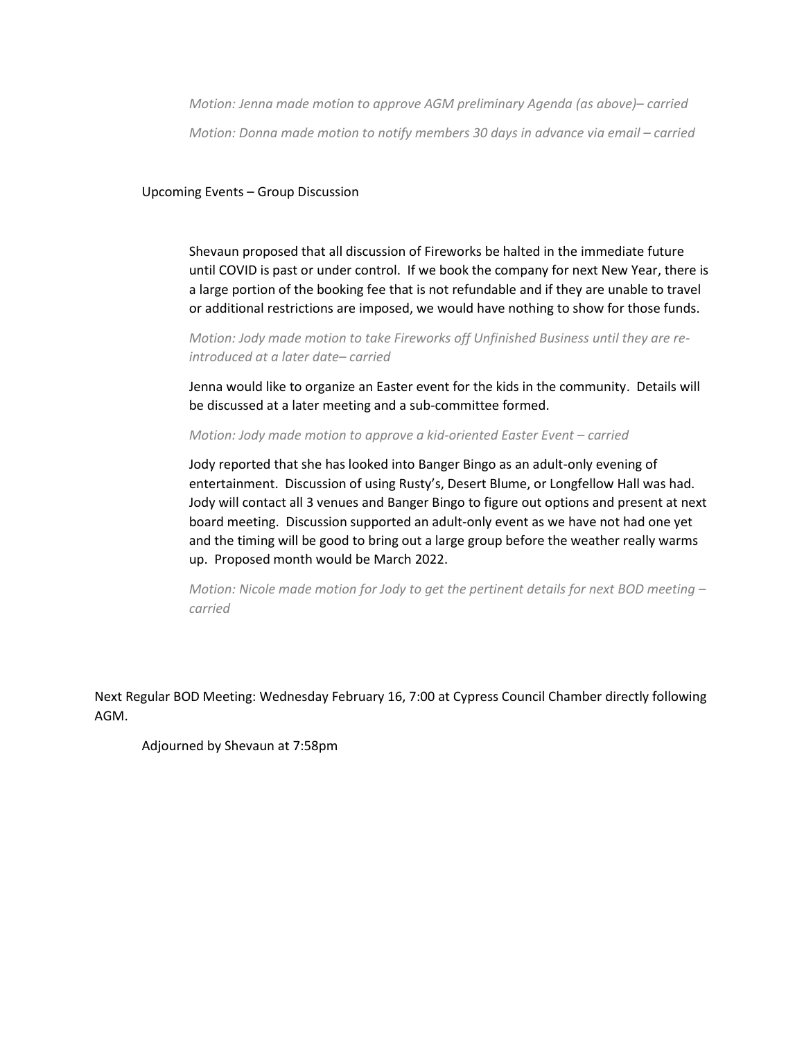*Motion: Jenna made motion to approve AGM preliminary Agenda (as above)– carried*

*Motion: Donna made motion to notify members 30 days in advance via email – carried*

Upcoming Events – Group Discussion

Shevaun proposed that all discussion of Fireworks be halted in the immediate future until COVID is past or under control. If we book the company for next New Year, there is a large portion of the booking fee that is not refundable and if they are unable to travel or additional restrictions are imposed, we would have nothing to show for those funds.

*Motion: Jody made motion to take Fireworks off Unfinished Business until they are re-introduced at a later date– carried*

Jenna would like to organize an Easter event for the kids in the community. Details will be discussed at a later meeting and a sub-committee formed.

*Motion: Jody made motion to approve a kid-oriented Easter Event – carried*

Jody reported that she has looked into Banger Bingo as an adult-only evening of entertainment. Discussion of using Rusty's, Desert Blume, or Longfellow Hall was had. Jody will contact all 3 venues and Banger Bingo to figure out options and present at next board meeting. Discussion supported an adult-only event as we have not had one yet and the timing will be good to bring out a large group before the weather really warms up. Proposed month would be March 2022.

*Motion: Nicole made motion for Jody to get the pertinent details for next BOD meeting – carried*

Next Regular BOD Meeting: Wednesday February 16, 7:00 at Cypress Council Chamber directly following AGM.

Adjourned by Shevaun at 7:58pm